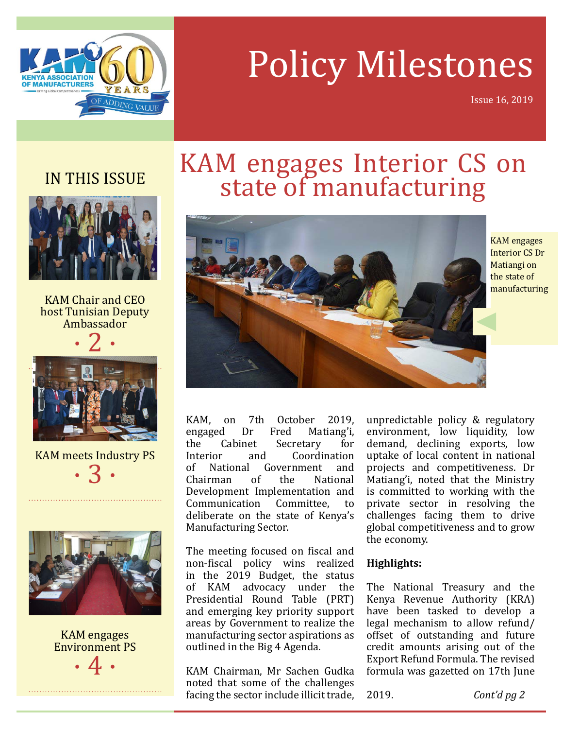# Policy Milestones

Issue 16, 2019

## IN THIS ISSUE

KAM Chair and CEO host Tunisian Deputy Ambassador · 2 ·

KAM meets Industry PS · 3 ·

KAM engages Environment PS · 4 ·

# KAM engages Interior CS on state of manufacturing

KAM engages Interior CS Dr Matiangi on the state of manufacturing

KAM, on 7th October 2019, engaged Dr Fred Matiang'i, the Cabinet Secretary for Interior and Coordination of National Government and Chairman of the National Development Implementation and Communication Committee, to deliberate on the state of Kenya's Manufacturing Sector.

The meeting focused on fiscal and non-fiscal policy wins realized in the 2019 Budget, the status of KAM advocacy under the Presidential Round Table (PRT) and emerging key priority support areas by Government to realize the manufacturing sector aspirations as outlined in the Big 4 Agenda.

KAM Chairman, Mr Sachen Gudka noted that some of the challenges facing the sector include illicit trade, unpredictable policy & regulatory environment, low liquidity, low demand, declining exports, low uptake of local content in national projects and competitiveness. Dr Matiang'i, noted that the Ministry is committed to working with the private sector in resolving the challenges facing them to drive global competitiveness and to grow the economy.

**Highlights:**

The National Treasury and the Kenya Revenue Authority (KRA) have been tasked to develop a legal mechanism to allow refund/ offset of outstanding and future credit amounts arising out of the Export Refund Formula. The revised formula was gazetted on 17th June 2019.

*Cont'd pg 2*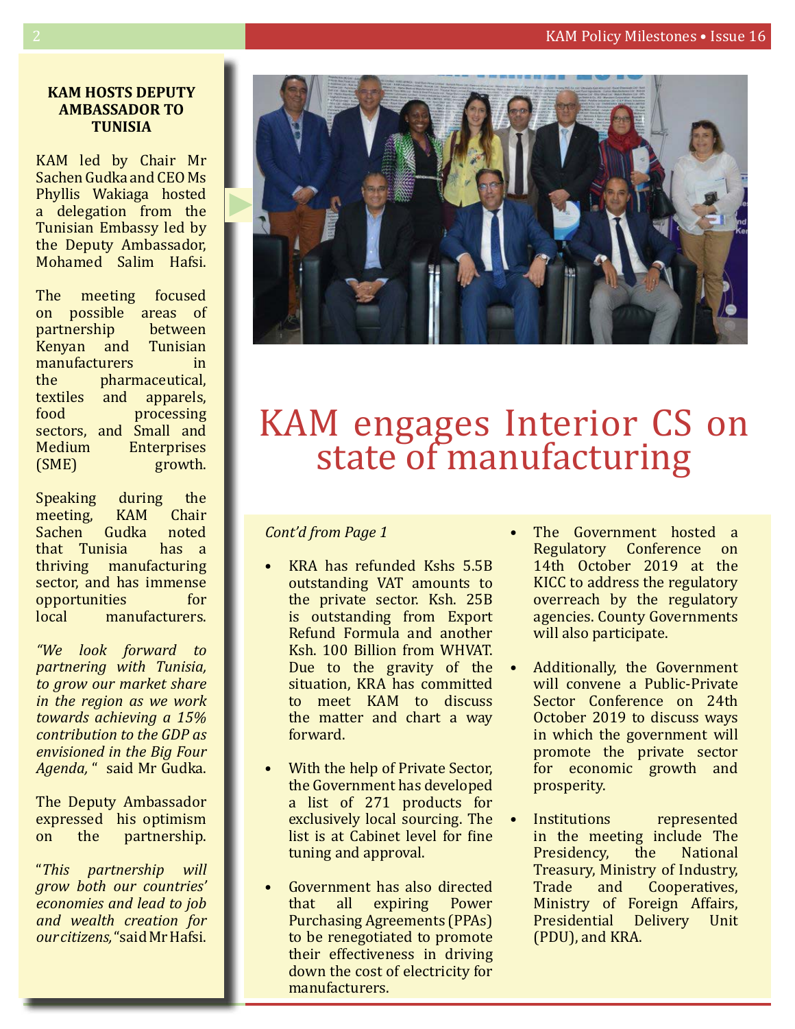## KAM HOSTS DEPUTY AMBASSADOR TO TUNISIA

KAM led by Chair Mr Sachen Gudka and CEO Ms Phyllis Wakiaga hosted a delegation from the Tunisian Embassy led by the Deputy Ambassador, Mohamed Salim Hafsi.

The meeting focused on possible areas of partnership between Kenyan and Tunisian manufacturers in the pharmaceutical, textiles and apparels, food processing sectors, and Small and Medium Enterprises (SME) growth.

Speaking during the meeting, KAM Chair Sachen Gudka noted that Tunisia has a thriving manufacturing sector, and has immense opportunities for local manufacturers.

*"We look forward to partnering with Tunisia, to grow our market share in the region as we work towards achieving a 15% contribution to the GDP as envisioned in the Big Four Agenda,"* said Mr Gudka.

The Deputy Ambassador expressed his optimism on the partnership.

"*This partnership will grow both our countries' economies and lead to job and wealth creation for our citizens,*"said Mr Hafsi.

# KAM engages Interior CS on state of manufacturing

*Cont'd from Page 1*

- KRA has refunded Kshs 5.5B outstanding VAT amounts to the private sector. Ksh. 25B is outstanding from Export Refund Formula and another Ksh. 100 Billion from WHVAT. Due to the gravity of the situation, KRA has committed to meet KAM to discuss the matter and chart a way forward.
- With the help of Private Sector, the Government has developed a list of 271 products for exclusively local sourcing. The list is at Cabinet level for fine tuning and approval.
- Government has also directed that all expiring Power Purchasing Agreements (PPAs) to be renegotiated to promote their effectiveness in driving down the cost of electricity for manufacturers.
- The Government hosted a Regulatory Conference on 14th October 2019 at the KICC to address the regulatory overreach by the regulatory agencies. County Governments will also participate.
- Additionally, the Government will convene a Public-Private Sector Conference on 24th October 2019 to discuss ways in which the government will promote the private sector for economic growth and prosperity.
- Institutions represented in the meeting include The Presidency, the National Treasury, Ministry of Industry, Trade and Cooperatives, Ministry of Foreign Affairs, Presidential Delivery Unit (PDU), and KRA.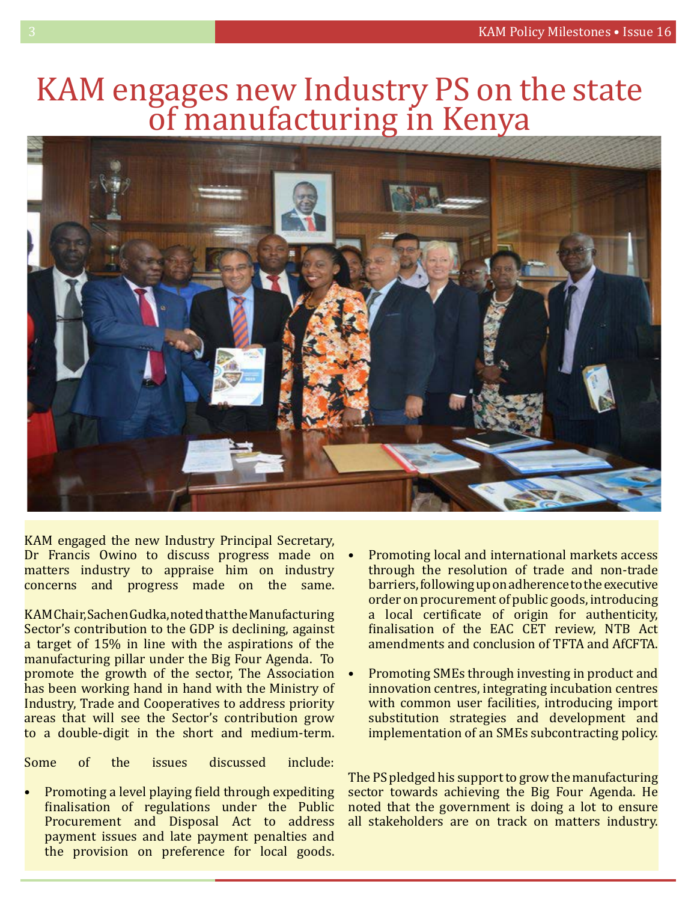# KAM engages new Industry PS on the state of manufacturing in Kenya

KAM engaged the new Industry Principal Secretary, Dr Francis Owino to discuss progress made on matters industry to appraise him on industry concerns and progress made on the same.

KAM Chair, Sachen Gudka, noted that the Manufacturing Sector's contribution to the GDP is declining, against a target of 15% in line with the aspirations of the manufacturing pillar under the Big Four Agenda. To promote the growth of the sector, The Association has been working hand in hand with the Ministry of Industry, Trade and Cooperatives to address priority areas that will see the Sector's contribution grow to a double-digit in the short and medium-term.

Some of the issues discussed include:

- Promoting a level playing field through expediting finalisation of regulations under the Public Procurement and Disposal Act to address payment issues and late payment penalties and the provision on preference for local goods.
- Promoting local and international markets access through the resolution of trade and non-trade barriers, following up on adherence to the executive order on procurement of public goods, introducing a local certificate of origin for authenticity, finalisation of the EAC CET review, NTB Act amendments and conclusion of TFTA and AfCFTA.
- Promoting SMEs through investing in product and innovation centres, integrating incubation centres with common user facilities, introducing import substitution strategies and development and implementation of an SMEs subcontracting policy.

The PS pledged his support to grow the manufacturing sector towards achieving the Big Four Agenda. He noted that the government is doing a lot to ensure all stakeholders are on track on matters industry.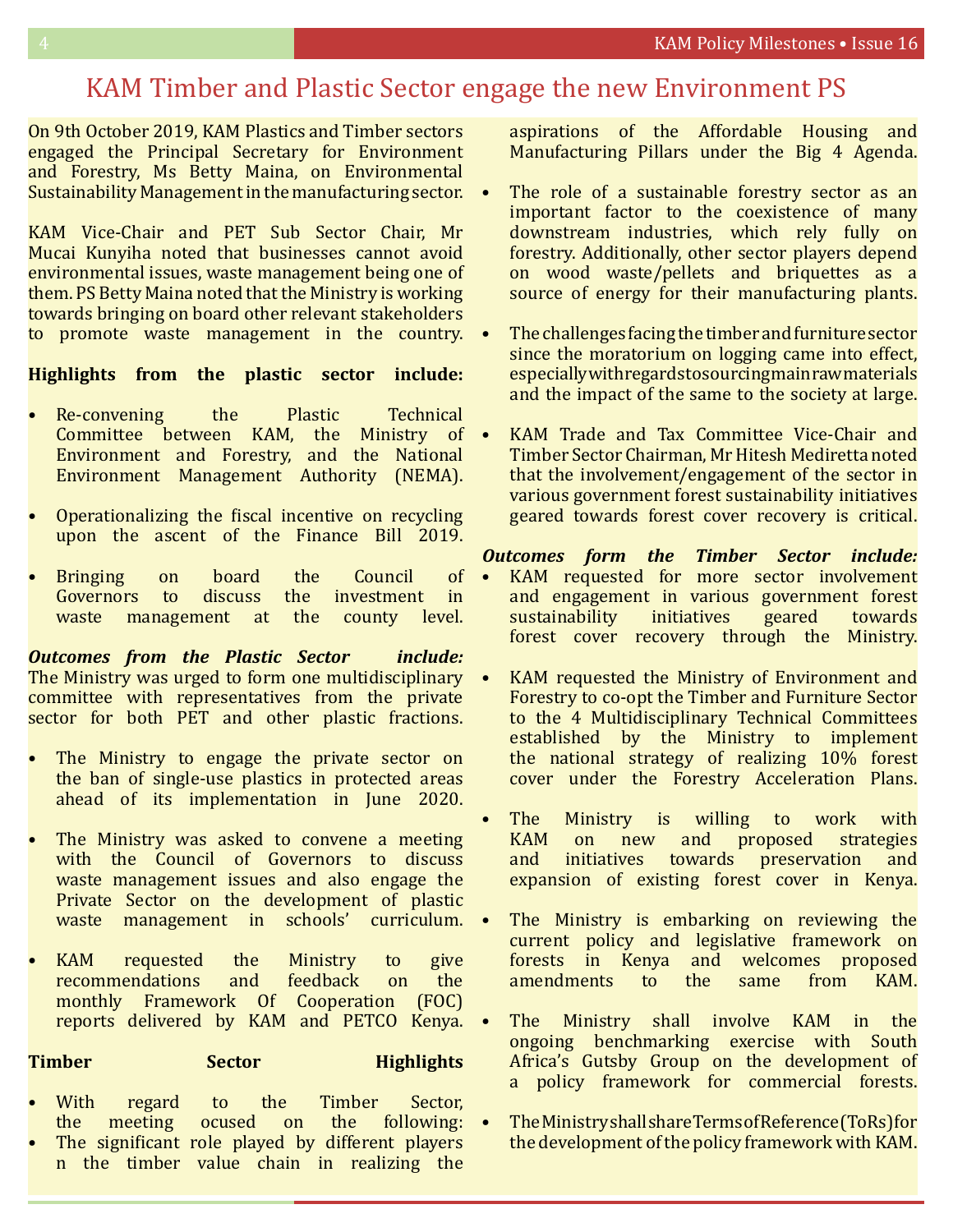# KAM Timber and Plastic Sector engage the new Environment PS

On 9th October 2019, KAM Plastics and Timber sectors engaged the Principal Secretary for Environment and Forestry, Ms Betty Maina, on Environmental Sustainability Management in the manufacturing sector.

KAM Vice-Chair and PET Sub Sector Chair, Mr Mucai Kunyiha noted that businesses cannot avoid environmental issues, waste management being one of them. PS Betty Maina noted that the Ministry is working towards bringing on board other relevant stakeholders to promote waste management in the country.

**Highlights from the plastic sector include:**

- Re-convening the Plastic Technical Committee between KAM, the Ministry of Environment and Forestry, and the National Environment Management Authority (NEMA).
- Operationalizing the fiscal incentive on recycling upon the ascent of the Finance Bill 2019.
- Bringing on board the Council of Governors to discuss the investment in waste management at the county level.

***Outcomes from the Plastic Sector include:***
The Ministry was urged to form one multidisciplinary committee with representatives from the private sector for both PET and other plastic fractions.

- The Ministry to engage the private sector on the ban of single-use plastics in protected areas ahead of its implementation in June 2020.
- The Ministry was asked to convene a meeting with the Council of Governors to discuss waste management issues and also engage the Private Sector on the development of plastic waste management in schools' curriculum.
- KAM requested the Ministry to give recommendations and feedback on the monthly Framework Of Cooperation (FOC) reports delivered by KAM and PETCO Kenya.

**Timber Sector Highlights**

- With regard to the Timber Sector, the meeting ocused on the following:
- The significant role played by different players n the timber value chain in realizing the aspirations of the Affordable Housing and Manufacturing Pillars under the Big 4 Agenda.
- The role of a sustainable forestry sector as an important factor to the coexistence of many downstream industries, which rely fully on forestry. Additionally, other sector players depend on wood waste/pellets and briquettes as a source of energy for their manufacturing plants.
- The challenges facing the timber and furniture sector since the moratorium on logging came into effect, especially with regards to sourcing main raw materials and the impact of the same to the society at large.
- KAM Trade and Tax Committee Vice-Chair and Timber Sector Chairman, Mr Hitesh Mediretta noted that the involvement/engagement of the sector in various government forest sustainability initiatives geared towards forest cover recovery is critical.

***Outcomes form the Timber Sector include:***

- KAM requested for more sector involvement and engagement in various government forest sustainability initiatives geared towards forest cover recovery through the Ministry.
- KAM requested the Ministry of Environment and Forestry to co-opt the Timber and Furniture Sector to the 4 Multidisciplinary Technical Committees established by the Ministry to implement the national strategy of realizing 10% forest cover under the Forestry Acceleration Plans.
- The Ministry is willing to work with KAM on new and proposed strategies and initiatives towards preservation and expansion of existing forest cover in Kenya.
- The Ministry is embarking on reviewing the current policy and legislative framework on forests in Kenya and welcomes proposed amendments to the same from KAM.
- The Ministry shall involve KAM in the ongoing benchmarking exercise with South Africa's Gutsby Group on the development of a policy framework for commercial forests.
- The Ministry shall share Terms of Reference (ToRs) for the development of the policy framework with KAM.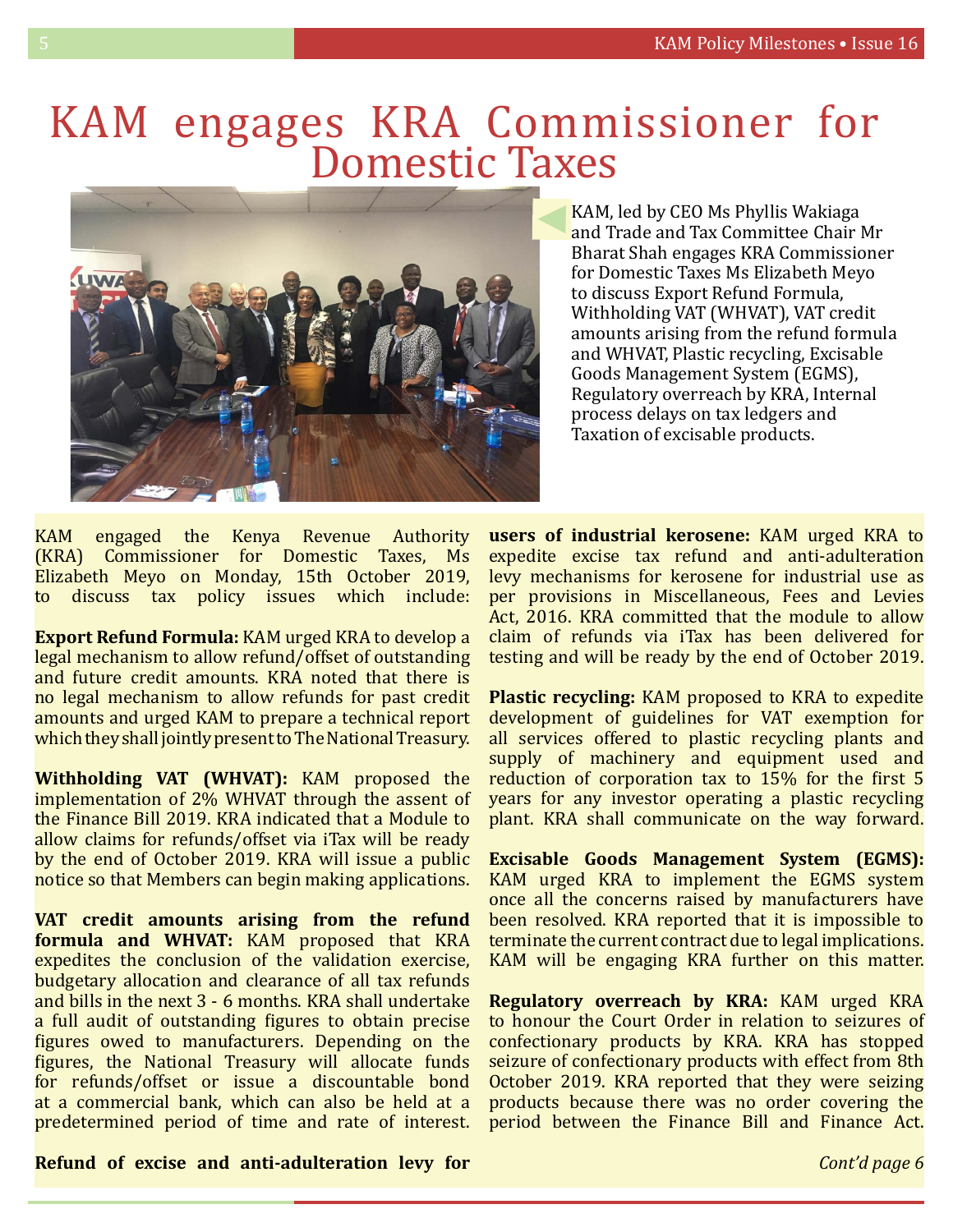# KAM engages KRA Commissioner for Domestic Taxes

KAM, led by CEO Ms Phyllis Wakiaga and Trade and Tax Committee Chair Mr Bharat Shah engages KRA Commissioner for Domestic Taxes Ms Elizabeth Meyo to discuss Export Refund Formula, Withholding VAT (WHVAT), VAT credit amounts arising from the refund formula and WHVAT, Plastic recycling, Excisable Goods Management System (EGMS), Regulatory overreach by KRA, Internal process delays on tax ledgers and Taxation of excisable products.

KAM engaged the Kenya Revenue Authority (KRA) Commissioner for Domestic Taxes, Ms Elizabeth Meyo on Monday, 15th October 2019, to discuss tax policy issues which include:

**Export Refund Formula:** KAM urged KRA to develop a legal mechanism to allow refund/offset of outstanding and future credit amounts. KRA noted that there is no legal mechanism to allow refunds for past credit amounts and urged KAM to prepare a technical report which they shall jointly present to The National Treasury.

**Withholding VAT (WHVAT):** KAM proposed the implementation of 2% WHVAT through the assent of the Finance Bill 2019. KRA indicated that a Module to allow claims for refunds/offset via iTax will be ready by the end of October 2019. KRA will issue a public notice so that Members can begin making applications.

**VAT credit amounts arising from the refund formula and WHVAT:** KAM proposed that KRA expedites the conclusion of the validation exercise, budgetary allocation and clearance of all tax refunds and bills in the next 3 - 6 months. KRA shall undertake a full audit of outstanding figures to obtain precise figures owed to manufacturers. Depending on the figures, the National Treasury will allocate funds for refunds/offset or issue a discountable bond at a commercial bank, which can also be held at a predetermined period of time and rate of interest.

**Refund of excise and anti-adulteration levy for users of industrial kerosene:** KAM urged KRA to expedite excise tax refund and anti-adulteration levy mechanisms for kerosene for industrial use as per provisions in Miscellaneous, Fees and Levies Act, 2016. KRA committed that the module to allow claim of refunds via iTax has been delivered for testing and will be ready by the end of October 2019.

**Plastic recycling:** KAM proposed to KRA to expedite development of guidelines for VAT exemption for all services offered to plastic recycling plants and supply of machinery and equipment used and reduction of corporation tax to 15% for the first 5 years for any investor operating a plastic recycling plant. KRA shall communicate on the way forward.

**Excisable Goods Management System (EGMS):** KAM urged KRA to implement the EGMS system once all the concerns raised by manufacturers have been resolved. KRA reported that it is impossible to terminate the current contract due to legal implications. KAM will be engaging KRA further on this matter.

**Regulatory overreach by KRA:** KAM urged KRA to honour the Court Order in relation to seizures of confectionary products by KRA. KRA has stopped seizure of confectionary products with effect from 8th October 2019. KRA reported that they were seizing products because there was no order covering the period between the Finance Bill and Finance Act.

*Cont'd page 6*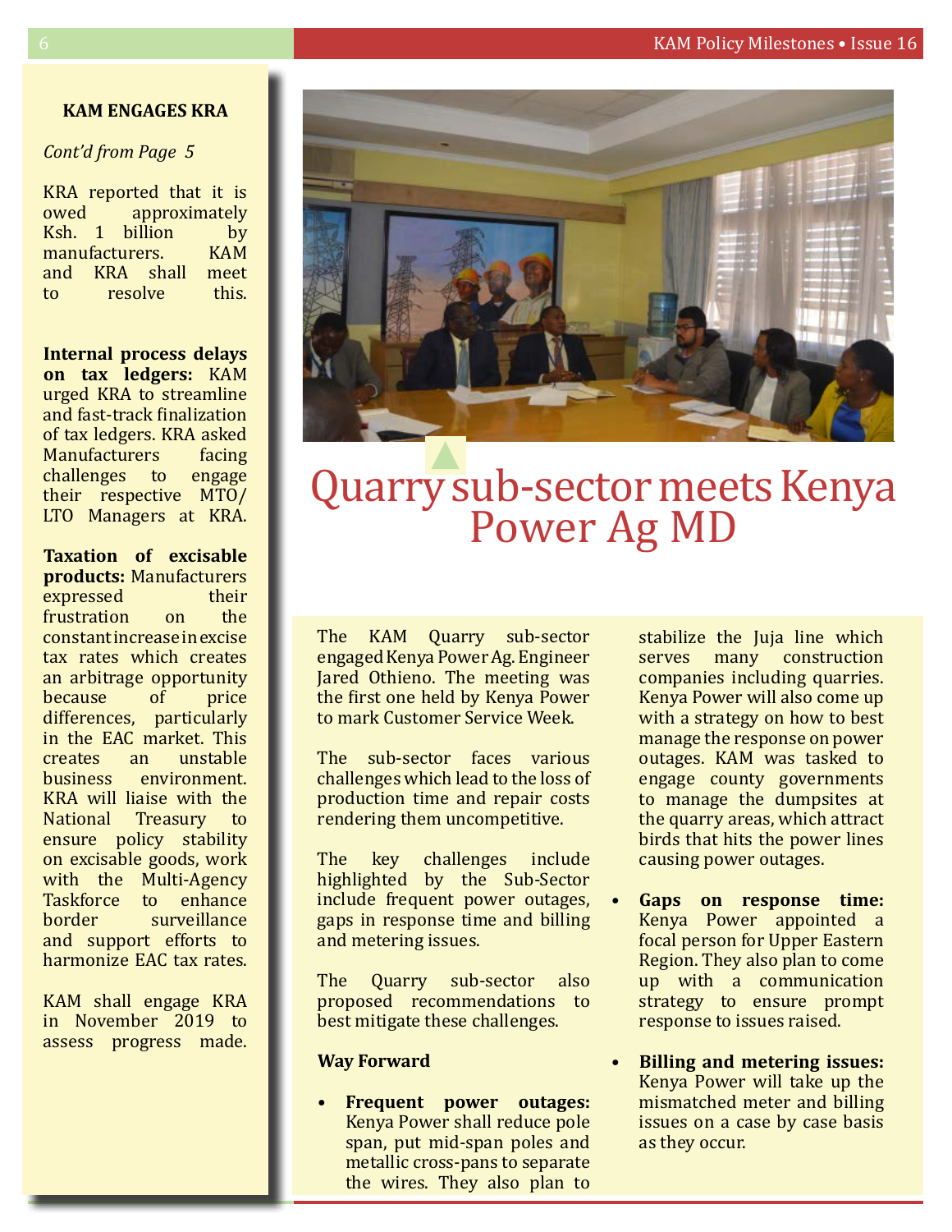## KAM ENGAGES KRA

*Cont'd from Page 5*

KRA reported that it is owed approximately Ksh. 1 billion by manufacturers. KAM and KRA shall meet to resolve this.

**Internal process delays on tax ledgers:** KAM urged KRA to streamline and fast-track finalization of tax ledgers. KRA asked Manufacturers facing challenges to engage their respective MTO/LTO Managers at KRA.

**Taxation of excisable products:** Manufacturers expressed their frustration on the constant increase in excise tax rates which creates an arbitrage opportunity because of price differences, particularly in the EAC market. This creates an unstable business environment. KRA will liaise with the National Treasury to ensure policy stability on excisable goods, work with the Multi-Agency Taskforce to enhance border surveillance and support efforts to harmonize EAC tax rates.

KAM shall engage KRA in November 2019 to assess progress made.

# Quarry sub-sector meets Kenya Power Ag MD

The KAM Quarry sub-sector engaged Kenya Power Ag. Engineer Jared Othieno. The meeting was the first one held by Kenya Power to mark Customer Service Week.

The sub-sector faces various challenges which lead to the loss of production time and repair costs rendering them uncompetitive.

The key challenges include highlighted by the Sub-Sector include frequent power outages, gaps in response time and billing and metering issues.

The Quarry sub-sector also proposed recommendations to best mitigate these challenges.

**Way Forward**

- **Frequent power outages:** Kenya Power shall reduce pole span, put mid-span poles and metallic cross-pans to separate the wires. They also plan to stabilize the Juja line which serves many construction companies including quarries. Kenya Power will also come up with a strategy on how to best manage the response on power outages. KAM was tasked to engage county governments to manage the dumpsites at the quarry areas, which attract birds that hits the power lines causing power outages.
- **Gaps on response time:** Kenya Power appointed a focal person for Upper Eastern Region. They also plan to come up with a communication strategy to ensure prompt response to issues raised.
- **Billing and metering issues:** Kenya Power will take up the mismatched meter and billing issues on a case by case basis as they occur.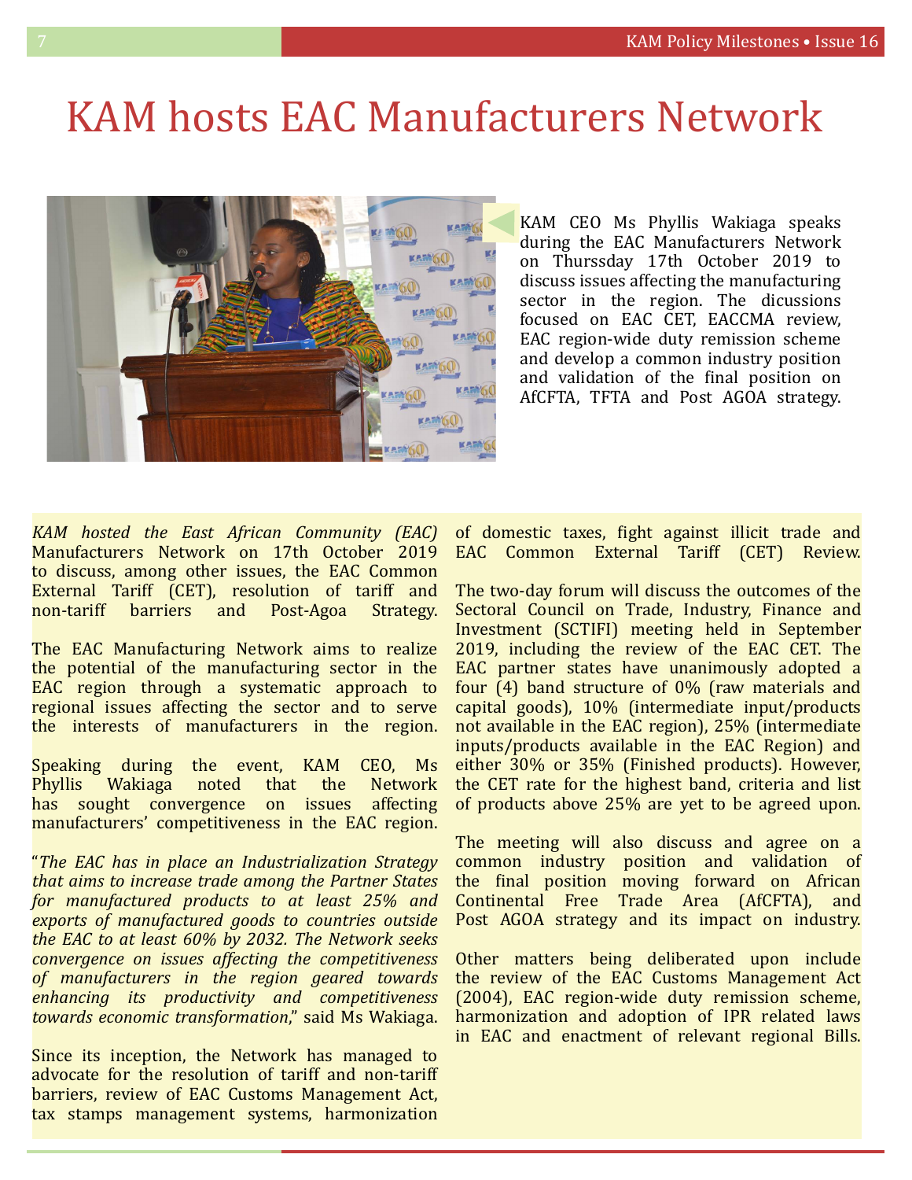# KAM hosts EAC Manufacturers Network

KAM CEO Ms Phyllis Wakiaga speaks during the EAC Manufacturers Network on Thurssday 17th October 2019 to discuss issues affecting the manufacturing sector in the region. The dicussions focused on EAC CET, EACCMA review, EAC region-wide duty remission scheme and develop a common industry position and validation of the final position on AfCFTA, TFTA and Post AGOA strategy.

*KAM hosted the East African Community (EAC)* Manufacturers Network on 17th October 2019 to discuss, among other issues, the EAC Common External Tariff (CET), resolution of tariff and non-tariff barriers and Post-Agoa Strategy.

The EAC Manufacturing Network aims to realize the potential of the manufacturing sector in the EAC region through a systematic approach to regional issues affecting the sector and to serve the interests of manufacturers in the region.

Speaking during the event, KAM CEO, Ms Phyllis Wakiaga noted that the Network has sought convergence on issues affecting manufacturers' competitiveness in the EAC region.

"*The EAC has in place an Industrialization Strategy that aims to increase trade among the Partner States for manufactured products to at least 25% and exports of manufactured goods to countries outside the EAC to at least 60% by 2032. The Network seeks convergence on issues affecting the competitiveness of manufacturers in the region geared towards enhancing its productivity and competitiveness towards economic transformation*," said Ms Wakiaga.

Since its inception, the Network has managed to advocate for the resolution of tariff and non-tariff barriers, review of EAC Customs Management Act, tax stamps management systems, harmonization of domestic taxes, fight against illicit trade and EAC Common External Tariff (CET) Review.

The two-day forum will discuss the outcomes of the Sectoral Council on Trade, Industry, Finance and Investment (SCTIFI) meeting held in September 2019, including the review of the EAC CET. The EAC partner states have unanimously adopted a four (4) band structure of 0% (raw materials and capital goods), 10% (intermediate input/products not available in the EAC region), 25% (intermediate inputs/products available in the EAC Region) and either 30% or 35% (Finished products). However, the CET rate for the highest band, criteria and list of products above 25% are yet to be agreed upon.

The meeting will also discuss and agree on a common industry position and validation of the final position moving forward on African Continental Free Trade Area (AfCFTA), and Post AGOA strategy and its impact on industry.

Other matters being deliberated upon include the review of the EAC Customs Management Act (2004), EAC region-wide duty remission scheme, harmonization and adoption of IPR related laws in EAC and enactment of relevant regional Bills.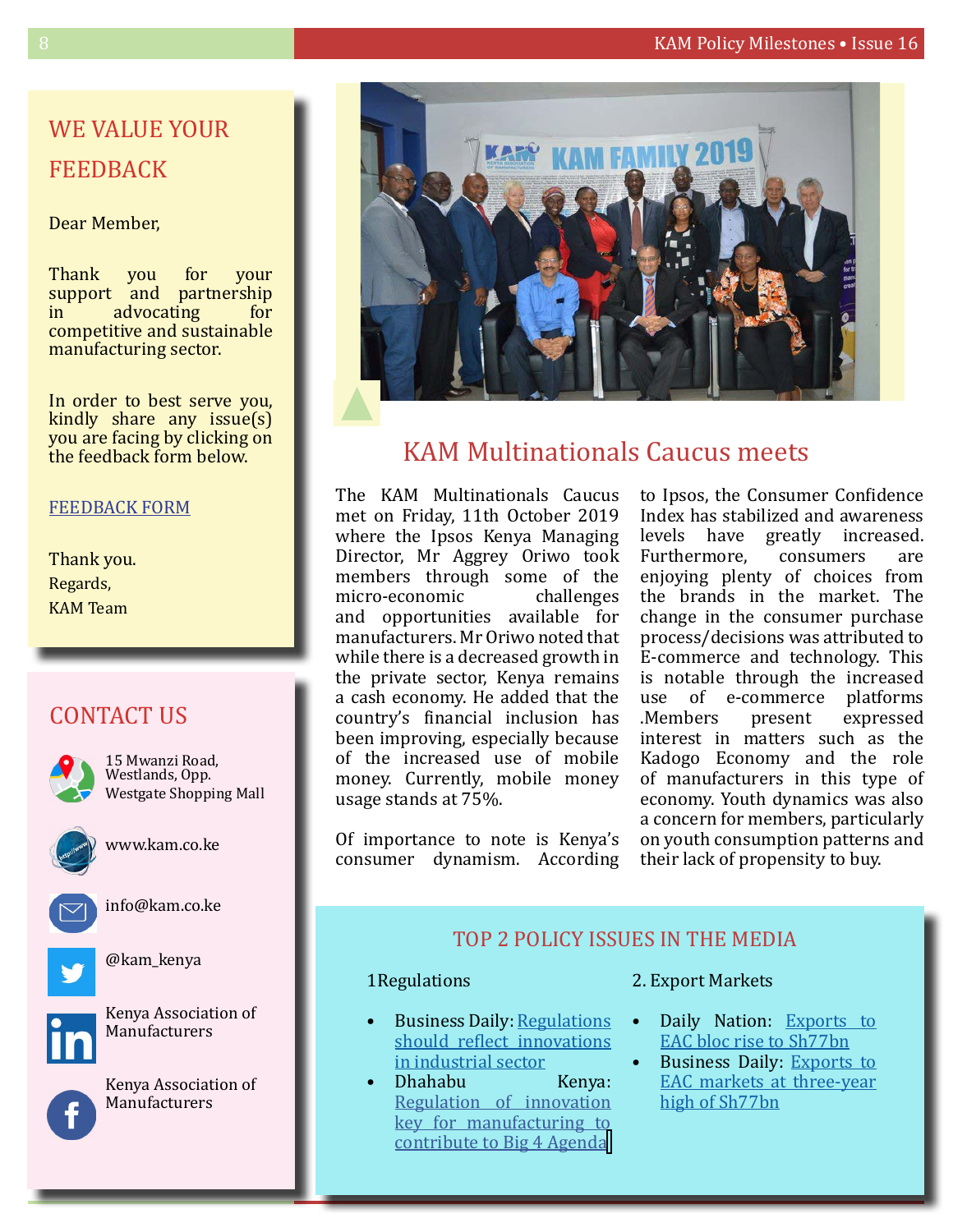## WE VALUE YOUR FEEDBACK

Dear Member,

Thank you for your support and partnership in advocating for competitive and sustainable manufacturing sector.

In order to best serve you, kindly share any issue(s) you are facing by clicking on the feedback form below.

FEEDBACK FORM

Thank you.
Regards,
KAM Team

## CONTACT US

15 Mwanzi Road, Westlands, Opp. Westgate Shopping Mall

www.kam.co.ke

info@kam.co.ke

@kam_kenya

Kenya Association of Manufacturers

Kenya Association of Manufacturers

## KAM Multinationals Caucus meets

The KAM Multinationals Caucus met on Friday, 11th October 2019 where the Ipsos Kenya Managing Director, Mr Aggrey Oriwo took members through some of the micro-economic challenges and opportunities available for manufacturers. Mr Oriwo noted that while there is a decreased growth in the private sector, Kenya remains a cash economy. He added that the country's financial inclusion has been improving, especially because of the increased use of mobile money. Currently, mobile money usage stands at 75%.

Of importance to note is Kenya's consumer dynamism. According to Ipsos, the Consumer Confidence Index has stabilized and awareness levels have greatly increased. Furthermore, consumers are enjoying plenty of choices from the brands in the market. The change in the consumer purchase process/decisions was attributed to E-commerce and technology. This is notable through the increased use of e-commerce platforms .Members present expressed interest in matters such as the Kadogo Economy and the role of manufacturers in this type of economy. Youth dynamics was also a concern for members, particularly on youth consumption patterns and their lack of propensity to buy.

## TOP 2 POLICY ISSUES IN THE MEDIA

1 Regulations

- Business Daily: Regulations should reflect innovations in industrial sector
- Dhahabu Kenya: Regulation of innovation key for manufacturing to contribute to Big 4 Agenda

2. Export Markets

- Daily Nation: Exports to EAC bloc rise to Sh77bn
- Business Daily: Exports to EAC markets at three-year high of Sh77bn